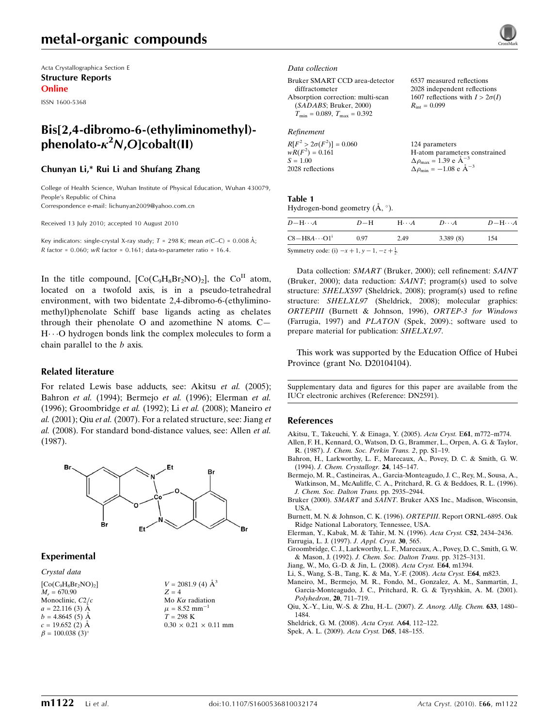# metal-organic compounds

Acta Crystallographica Section E
**Structure Reports Online**
ISSN 1600-5368

## Bis[2,4-dibromo-6-(ethyliminomethyl)-phenolato-$\kappa^2N,O$]cobalt(II)

**Chunyan Li,* Rui Li and Shufang Zhang**

College of Health Science, Wuhan Institute of Physical Education, Wuhan 430079, People's Republic of China
Correspondence e-mail: lichunyan2009@yahoo.com.cn

Received 13 July 2010; accepted 10 August 2010

Key indicators: single-crystal X-ray study; $T$ = 298 K; mean $\sigma$(C–C) = 0.008 Å; $R$ factor = 0.060; $wR$ factor = 0.161; data-to-parameter ratio = 16.4.

In the title compound, $[Co(C_9H_8Br_2NO)_2]$, the $Co^{II}$ atom, located on a twofold axis, is in a pseudo-tetrahedral environment, with two bidentate 2,4-dibromo-6-(ethyliminomethyl)phenolate Schiff base ligands acting as chelates through their phenolate O and azomethine N atoms. C—H⋯O hydrogen bonds link the complex molecules to form a chain parallel to the $b$ axis.

### Related literature

For related Lewis base adducts, see: Akitsu *et al.* (2005); Bahron *et al.* (1994); Bermejo *et al.* (1996); Elerman *et al.* (1996); Groombridge *et al.* (1992); Li *et al.* (2008); Maneiro *et al.* (2001); Qiu *et al.* (2007). For a related structure, see: Jiang *et al.* (2008). For standard bond-distance values, see: Allen *et al.* (1987).

### Experimental

#### Crystal data

$[Co(C_9H_8Br_2NO)_2]$
$M_r$ = 670.90
Monoclinic, $C2/c$
$a$ = 22.116 (3) Å
$b$ = 4.8645 (5) Å
$c$ = 19.652 (2) Å
$\beta$ = 100.038 (3)°
$V$ = 2081.9 (4) Å$^3$
$Z$ = 4
Mo $K\alpha$ radiation
$\mu$ = 8.52 mm$^{-1}$
$T$ = 298 K
0.30 × 0.21 × 0.11 mm

#### Data collection

Bruker SMART CCD area-detector diffractometer
Absorption correction: multi-scan (*SADABS*; Bruker, 2000)
$T_{min}$ = 0.089, $T_{max}$ = 0.392
6537 measured reflections
2028 independent reflections
1607 reflections with $I > 2\sigma(I)$
$R_{int}$ = 0.099

#### Refinement

$R[F^2 > 2\sigma(F^2)]$ = 0.060
$wR(F^2)$ = 0.161
$S$ = 1.00
2028 reflections
124 parameters
H-atom parameters constrained
$\Delta\rho_{max}$ = 1.39 e Å$^{-3}$
$\Delta\rho_{min}$ = −1.08 e Å$^{-3}$

**Table 1**
Hydrogen-bond geometry (Å, °).

| $D$—H⋯$A$ | $D$—H | H⋯$A$ | $D$⋯$A$ | $D$—H⋯$A$ |
|---|---|---|---|---|
| C8—H8$A$⋯O1$^{i}$ | 0.97 | 2.49 | 3.389 (8) | 154 |

Symmetry code: (i) $-x+1, y-1, -z+\frac{1}{2}$.

Data collection: *SMART* (Bruker, 2000); cell refinement: *SAINT* (Bruker, 2000); data reduction: *SAINT*; program(s) used to solve structure: *SHELXS97* (Sheldrick, 2008); program(s) used to refine structure: *SHELXL97* (Sheldrick, 2008); molecular graphics: *ORTEPIII* (Burnett & Johnson, 1996), *ORTEP-3 for Windows* (Farrugia, 1997) and *PLATON* (Spek, 2009).; software used to prepare material for publication: *SHELXL97*.

This work was supported by the Education Office of Hubei Province (grant No. D20104104).

Supplementary data and figures for this paper are available from the IUCr electronic archives (Reference: DN2591).

### References

Akitsu, T., Takeuchi, Y. & Einaga, Y. (2005). *Acta Cryst.* E**61**, m772–m774.
Allen, F. H., Kennard, O., Watson, D. G., Brammer, L., Orpen, A. G. & Taylor, R. (1987). *J. Chem. Soc. Perkin Trans. 2*, pp. S1–19.
Bahron, H., Larkworthy, L. F., Marecaux, A., Povey, D. C. & Smith, G. W. (1994). *J. Chem. Crystallogr.* **24**, 145–147.
Bermejo, M. R., Castineiras, A., Garcia-Monteagudo, J. C., Rey, M., Sousa, A., Watkinson, M., McAuliffe, C. A., Pritchard, R. G. & Beddoes, R. L. (1996). *J. Chem. Soc. Dalton Trans.* pp. 2935–2944.
Bruker (2000). *SMART* and *SAINT*. Bruker AXS Inc., Madison, Wisconsin, USA.
Burnett, M. N. & Johnson, C. K. (1996). *ORTEPIII*. Report ORNL-6895. Oak Ridge National Laboratory, Tennessee, USA.
Elerman, Y., Kabak, M. & Tahir, M. N. (1996). *Acta Cryst.* C**52**, 2434–2436.
Farrugia, L. J. (1997). *J. Appl. Cryst.* **30**, 565.
Groombridge, C. J., Larkworthy, L. F., Marecaux, A., Povey, D. C., Smith, G. W. & Mason, J. (1992). *J. Chem. Soc. Dalton Trans.* pp. 3125–3131.
Jiang, W., Mo, G.-D. & Jin, L. (2008). *Acta Cryst.* E**64**, m1394.
Li, S., Wang, S.-B., Tang, K. & Ma, Y.-F. (2008). *Acta Cryst.* E**64**, m823.
Maneiro, M., Bermejo, M. R., Fondo, M., Gonzalez, A. M., Sanmartin, J., Garcia-Monteagudo, J. C., Pritchard, R. G. & Tyryshkin, A. M. (2001). *Polyhedron*, **20**, 711–719.
Qiu, X.-Y., Liu, W.-S. & Zhu, H.-L. (2007). *Z. Anorg. Allg. Chem.* **633**, 1480–1484.
Sheldrick, G. M. (2008). *Acta Cryst.* A**64**, 112–122.
Spek, A. L. (2009). *Acta Cryst.* D**65**, 148–155.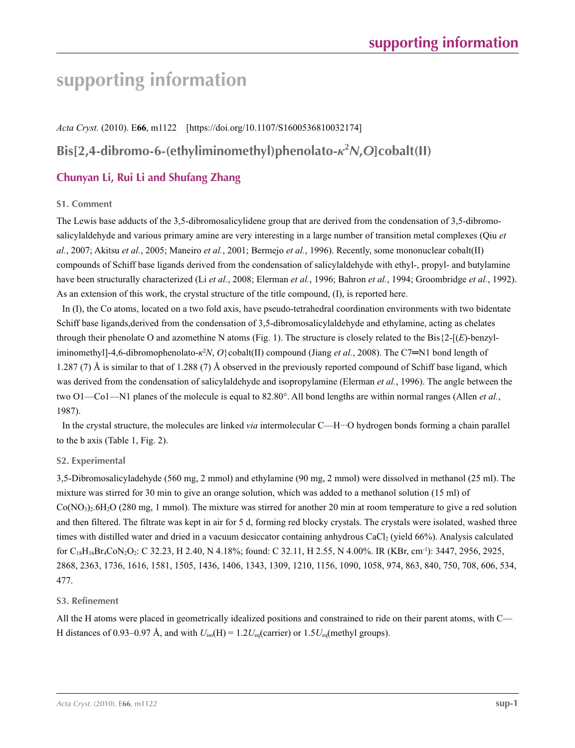# supporting information

*Acta Cryst.* (2010). E**66**, m1122 [https://doi.org/10.1107/S1600536810032174]

## Bis[2,4-dibromo-6-(ethyliminomethyl)phenolato-$\kappa^2$*N*,*O*]cobalt(II)

### Chunyan Li, Rui Li and Shufang Zhang

### S1. Comment

The Lewis base adducts of the 3,5-dibromosalicylidene group that are derived from the condensation of 3,5-dibromosalicylaldehyde and various primary amine are very interesting in a large number of transition metal complexes (Qiu *et al.*, 2007; Akitsu *et al.*, 2005; Maneiro *et al.*, 2001; Bermejo *et al.*, 1996). Recently, some mononuclear cobalt(II) compounds of Schiff base ligands derived from the condensation of salicylaldehyde with ethyl-, propyl- and butylamine have been structurally characterized (Li *et al.*, 2008; Elerman *et al.*, 1996; Bahron *et al.*, 1994; Groombridge *et al.*, 1992). As an extension of this work, the crystal structure of the title compound, (I), is reported here.

In (I), the Co atoms, located on a two fold axis, have pseudo-tetrahedral coordination environments with two bidentate Schiff base ligands,derived from the condensation of 3,5-dibromosalicylaldehyde and ethylamine, acting as chelates through their phenolate O and azomethine N atoms (Fig. 1). The structure is closely related to the Bis{2-[(*E*)-benzyliminomethyl]-4,6-dibromophenolato-$\kappa^2$*N*, *O*}cobalt(II) compound (Jiang *et al.*, 2008). The C7═N1 bond length of 1.287 (7) Å is similar to that of 1.288 (7) Å observed in the previously reported compound of Schiff base ligand, which was derived from the condensation of salicylaldehyde and isopropylamine (Elerman *et al.*, 1996). The angle between the two O1—Co1—N1 planes of the molecule is equal to 82.80°. All bond lengths are within normal ranges (Allen *et al.*, 1987).

In the crystal structure, the molecules are linked *via* intermolecular C—H···O hydrogen bonds forming a chain parallel to the b axis (Table 1, Fig. 2).

### S2. Experimental

3,5-Dibromosalicyladehyde (560 mg, 2 mmol) and ethylamine (90 mg, 2 mmol) were dissolved in methanol (25 ml). The mixture was stirred for 30 min to give an orange solution, which was added to a methanol solution (15 ml) of $Co(NO_3)_2.6H_2O$ (280 mg, 1 mmol). The mixture was stirred for another 20 min at room temperature to give a red solution and then filtered. The filtrate was kept in air for 5 d, forming red blocky crystals. The crystals were isolated, washed three times with distilled water and dried in a vacuum desiccator containing anhydrous $CaCl_2$ (yield 66%). Analysis calculated for $C_{18}H_{16}Br_4CoN_2O_2$: C 32.23, H 2.40, N 4.18%; found: C 32.11, H 2.55, N 4.00%. IR (KBr, cm$^{-1}$): 3447, 2956, 2925, 2868, 2363, 1736, 1616, 1581, 1505, 1436, 1406, 1343, 1309, 1210, 1156, 1090, 1058, 974, 863, 840, 750, 708, 606, 534, 477.

### S3. Refinement

All the H atoms were placed in geometrically idealized positions and constrained to ride on their parent atoms, with C—H distances of 0.93–0.97 Å, and with $U_{iso}$(H) = 1.2$U_{eq}$(carrier) or 1.5$U_{eq}$(methyl groups).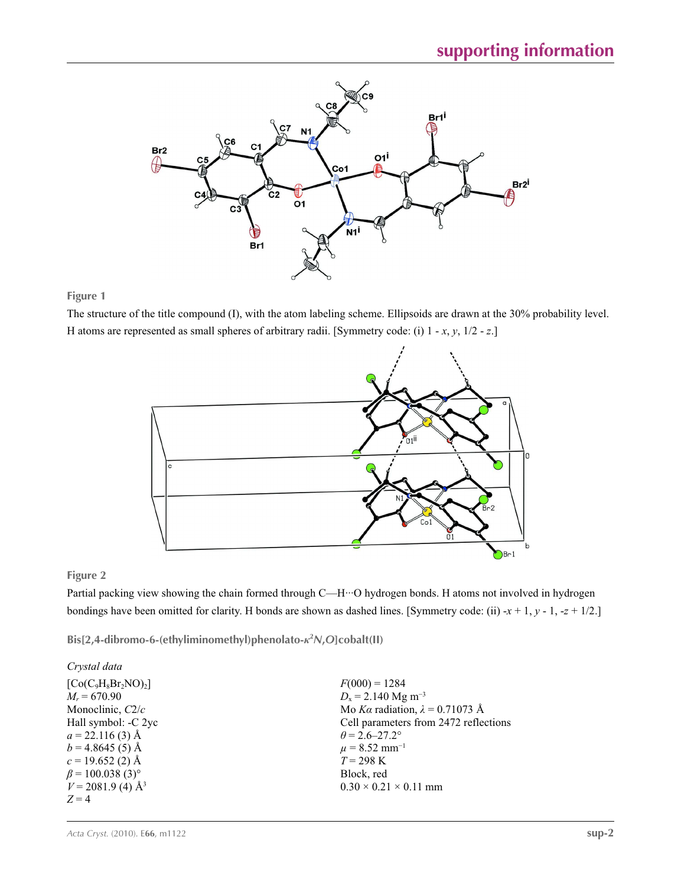**Figure 1**

The structure of the title compound (I), with the atom labeling scheme. Ellipsoids are drawn at the 30% probability level. H atoms are represented as small spheres of arbitrary radii. [Symmetry code: (i) 1 - *x*, *y*, 1/2 - *z*.]

**Figure 2**

Partial packing view showing the chain formed through C—H···O hydrogen bonds. H atoms not involved in hydrogen bondings have been omitted for clarity. H bonds are shown as dashed lines. [Symmetry code: (ii) -*x* + 1, *y* - 1, -*z* + 1/2.]

**Bis[2,4-dibromo-6-(ethyliminomethyl)phenolato-κ²*N*,*O*]cobalt(II)**

*Crystal data*

$[Co(C_9H_8Br_2NO)_2]$
$M_r = 670.90$
Monoclinic, *C*2/*c*
Hall symbol: -C 2yc
*a* = 22.116 (3) Å
*b* = 4.8645 (5) Å
*c* = 19.652 (2) Å
β = 100.038 (3)°
*V* = 2081.9 (4) Å³
*Z* = 4
*F*(000) = 1284
$D_x$ = 2.140 Mg m$^{-3}$
Mo *K*α radiation, λ = 0.71073 Å
Cell parameters from 2472 reflections
θ = 2.6–27.2°
μ = 8.52 mm$^{-1}$
*T* = 298 K
Block, red
0.30 × 0.21 × 0.11 mm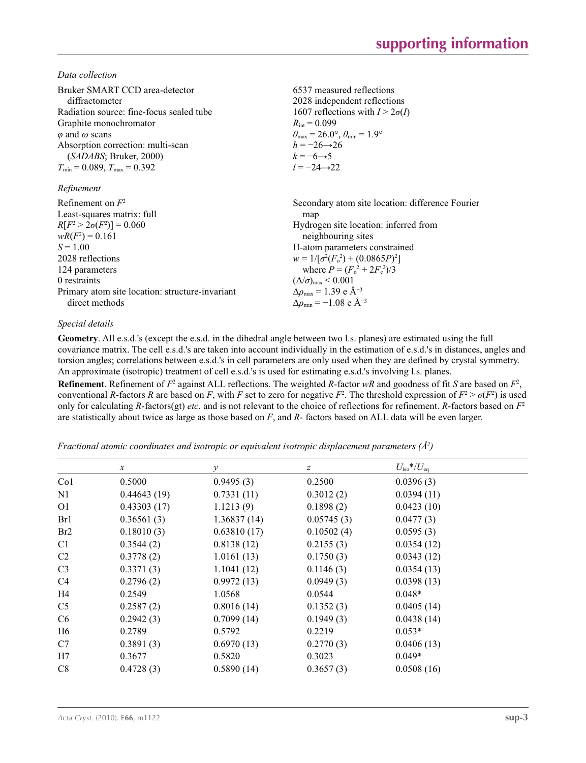*Data collection*

Bruker SMART CCD area-detector diffractometer
Radiation source: fine-focus sealed tube
Graphite monochromator
$\varphi$ and $\omega$ scans
Absorption correction: multi-scan (*SADABS*; Bruker, 2000)
$T_{min} = 0.089$, $T_{max} = 0.392$

6537 measured reflections
2028 independent reflections
1607 reflections with $I > 2\sigma(I)$
$R_{int} = 0.099$
$\theta_{max} = 26.0°$, $\theta_{min} = 1.9°$
$h = -26 \rightarrow 26$
$k = -6 \rightarrow 5$
$l = -24 \rightarrow 22$

*Refinement*

Refinement on $F^2$
Least-squares matrix: full
$R[F^2 > 2\sigma(F^2)] = 0.060$
$wR(F^2) = 0.161$
$S = 1.00$
2028 reflections
124 parameters
0 restraints
Primary atom site location: structure-invariant direct methods

Secondary atom site location: difference Fourier map
Hydrogen site location: inferred from neighbouring sites
H-atom parameters constrained
$w = 1/[\sigma^2(F_o^2) + (0.0865P)^2]$
where $P = (F_o^2 + 2F_c^2)/3$
$(\Delta/\sigma)_{max} < 0.001$
$\Delta\rho_{max} = 1.39$ e Å$^{-3}$
$\Delta\rho_{min} = -1.08$ e Å$^{-3}$

*Special details*

**Geometry**. All e.s.d.'s (except the e.s.d. in the dihedral angle between two l.s. planes) are estimated using the full covariance matrix. The cell e.s.d.'s are taken into account individually in the estimation of e.s.d.'s in distances, angles and torsion angles; correlations between e.s.d.'s in cell parameters are only used when they are defined by crystal symmetry. An approximate (isotropic) treatment of cell e.s.d.'s is used for estimating e.s.d.'s involving l.s. planes.

**Refinement**. Refinement of $F^2$ against ALL reflections. The weighted $R$-factor $wR$ and goodness of fit $S$ are based on $F^2$, conventional $R$-factors $R$ are based on $F$, with $F$ set to zero for negative $F^2$. The threshold expression of $F^2 > \sigma(F^2)$ is used only for calculating $R$-factors(gt) *etc*. and is not relevant to the choice of reflections for refinement. $R$-factors based on $F^2$ are statistically about twice as large as those based on $F$, and $R$- factors based on ALL data will be even larger.

*Fractional atomic coordinates and isotropic or equivalent isotropic displacement parameters (Å$^2$)*

| | $x$ | $y$ | $z$ | $U_{iso}$*/$U_{eq}$ |
|---|---|---|---|---|
| Co1 | 0.5000 | 0.9495 (3) | 0.2500 | 0.0396 (3) |
| N1 | 0.44643 (19) | 0.7331 (11) | 0.3012 (2) | 0.0394 (11) |
| O1 | 0.43303 (17) | 1.1213 (9) | 0.1898 (2) | 0.0423 (10) |
| Br1 | 0.36561 (3) | 1.36837 (14) | 0.05745 (3) | 0.0477 (3) |
| Br2 | 0.18010 (3) | 0.63810 (17) | 0.10502 (4) | 0.0595 (3) |
| C1 | 0.3544 (2) | 0.8138 (12) | 0.2155 (3) | 0.0354 (12) |
| C2 | 0.3778 (2) | 1.0161 (13) | 0.1750 (3) | 0.0343 (12) |
| C3 | 0.3371 (3) | 1.1041 (12) | 0.1146 (3) | 0.0354 (13) |
| C4 | 0.2796 (2) | 0.9972 (13) | 0.0949 (3) | 0.0398 (13) |
| H4 | 0.2549 | 1.0568 | 0.0544 | 0.048* |
| C5 | 0.2587 (2) | 0.8016 (14) | 0.1352 (3) | 0.0405 (14) |
| C6 | 0.2942 (3) | 0.7099 (14) | 0.1949 (3) | 0.0438 (14) |
| H6 | 0.2789 | 0.5792 | 0.2219 | 0.053* |
| C7 | 0.3891 (3) | 0.6970 (13) | 0.2770 (3) | 0.0406 (13) |
| H7 | 0.3677 | 0.5820 | 0.3023 | 0.049* |
| C8 | 0.4728 (3) | 0.5890 (14) | 0.3657 (3) | 0.0508 (16) |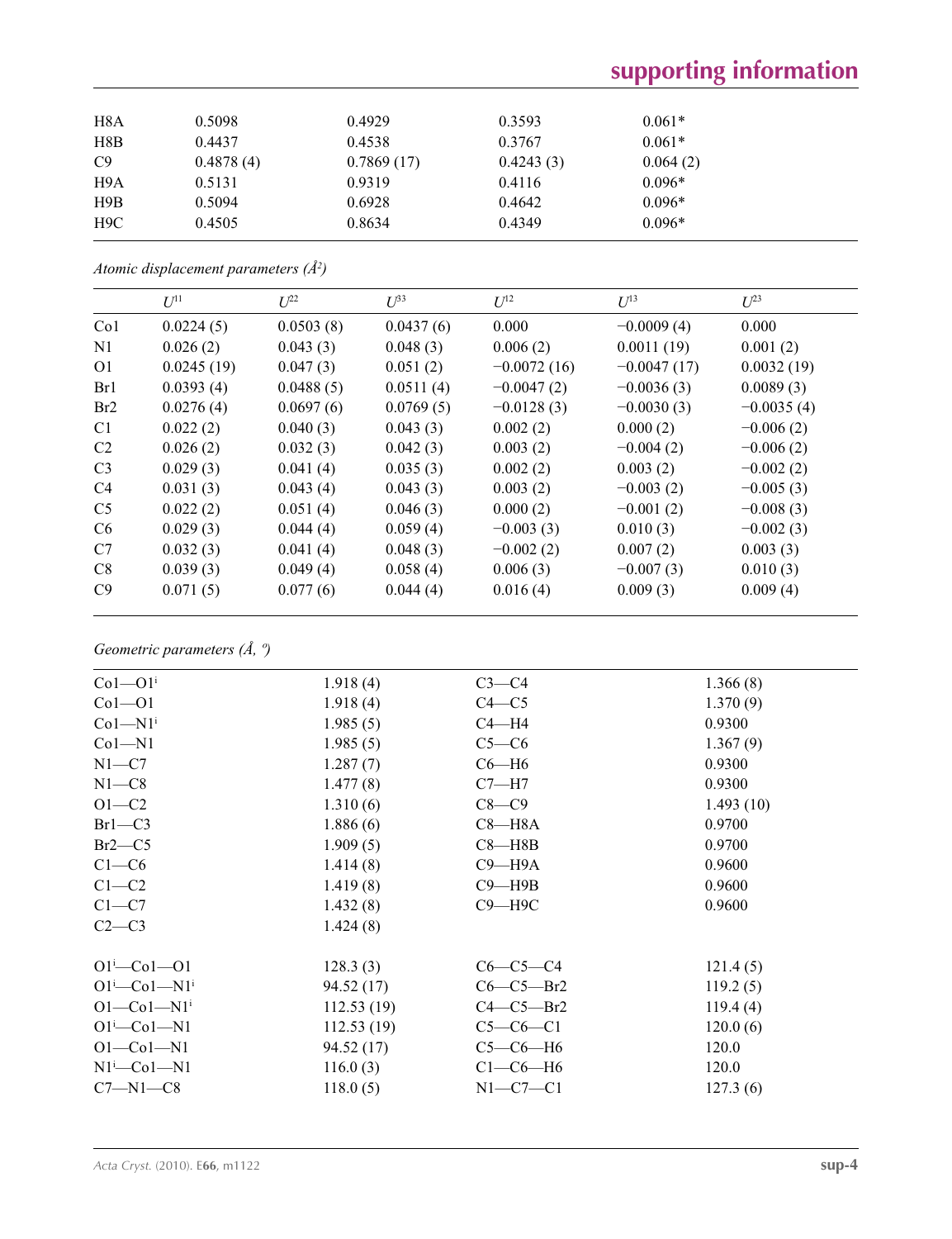| | | | | |
|---|---|---|---|---|
| H8A | 0.5098 | 0.4929 | 0.3593 | 0.061* |
| H8B | 0.4437 | 0.4538 | 0.3767 | 0.061* |
| C9 | 0.4878 (4) | 0.7869 (17) | 0.4243 (3) | 0.064 (2) |
| H9A | 0.5131 | 0.9319 | 0.4116 | 0.096* |
| H9B | 0.5094 | 0.6928 | 0.4642 | 0.096* |
| H9C | 0.4505 | 0.8634 | 0.4349 | 0.096* |

*Atomic displacement parameters (Å$^2$)*

| | $U^{11}$ | $U^{22}$ | $U^{33}$ | $U^{12}$ | $U^{13}$ | $U^{23}$ |
|---|---|---|---|---|---|---|
| Co1 | 0.0224 (5) | 0.0503 (8) | 0.0437 (6) | 0.000 | −0.0009 (4) | 0.000 |
| N1 | 0.026 (2) | 0.043 (3) | 0.048 (3) | 0.006 (2) | 0.0011 (19) | 0.001 (2) |
| O1 | 0.0245 (19) | 0.047 (3) | 0.051 (2) | −0.0072 (16) | −0.0047 (17) | 0.0032 (19) |
| Br1 | 0.0393 (4) | 0.0488 (5) | 0.0511 (4) | −0.0047 (2) | −0.0036 (3) | 0.0089 (3) |
| Br2 | 0.0276 (4) | 0.0697 (6) | 0.0769 (5) | −0.0128 (3) | −0.0030 (3) | −0.0035 (4) |
| C1 | 0.022 (2) | 0.040 (3) | 0.043 (3) | 0.002 (2) | 0.000 (2) | −0.006 (2) |
| C2 | 0.026 (2) | 0.032 (3) | 0.042 (3) | 0.003 (2) | −0.004 (2) | −0.006 (2) |
| C3 | 0.029 (3) | 0.041 (4) | 0.035 (3) | 0.002 (2) | 0.003 (2) | −0.002 (2) |
| C4 | 0.031 (3) | 0.043 (4) | 0.043 (3) | 0.003 (2) | −0.003 (2) | −0.005 (3) |
| C5 | 0.022 (2) | 0.051 (4) | 0.046 (3) | 0.000 (2) | −0.001 (2) | −0.008 (3) |
| C6 | 0.029 (3) | 0.044 (4) | 0.059 (4) | −0.003 (3) | 0.010 (3) | −0.002 (3) |
| C7 | 0.032 (3) | 0.041 (4) | 0.048 (3) | −0.002 (2) | 0.007 (2) | 0.003 (3) |
| C8 | 0.039 (3) | 0.049 (4) | 0.058 (4) | 0.006 (3) | −0.007 (3) | 0.010 (3) |
| C9 | 0.071 (5) | 0.077 (6) | 0.044 (4) | 0.016 (4) | 0.009 (3) | 0.009 (4) |

*Geometric parameters (Å, º)*

| | | | |
|---|---|---|---|
| Co1—O1$^i$ | 1.918 (4) | C3—C4 | 1.366 (8) |
| Co1—O1 | 1.918 (4) | C4—C5 | 1.370 (9) |
| Co1—N1$^i$ | 1.985 (5) | C4—H4 | 0.9300 |
| Co1—N1 | 1.985 (5) | C5—C6 | 1.367 (9) |
| N1—C7 | 1.287 (7) | C6—H6 | 0.9300 |
| N1—C8 | 1.477 (8) | C7—H7 | 0.9300 |
| O1—C2 | 1.310 (6) | C8—C9 | 1.493 (10) |
| Br1—C3 | 1.886 (6) | C8—H8A | 0.9700 |
| Br2—C5 | 1.909 (5) | C8—H8B | 0.9700 |
| C1—C6 | 1.414 (8) | C9—H9A | 0.9600 |
| C1—C2 | 1.419 (8) | C9—H9B | 0.9600 |
| C1—C7 | 1.432 (8) | C9—H9C | 0.9600 |
| C2—C3 | 1.424 (8) | | |
| | | | |
| O1$^i$—Co1—O1 | 128.3 (3) | C6—C5—C4 | 121.4 (5) |
| O1$^i$—Co1—N1$^i$ | 94.52 (17) | C6—C5—Br2 | 119.2 (5) |
| O1—Co1—N1$^i$ | 112.53 (19) | C4—C5—Br2 | 119.4 (4) |
| O1$^i$—Co1—N1 | 112.53 (19) | C5—C6—C1 | 120.0 (6) |
| O1—Co1—N1 | 94.52 (17) | C5—C6—H6 | 120.0 |
| N1$^i$—Co1—N1 | 116.0 (3) | C1—C6—H6 | 120.0 |
| C7—N1—C8 | 118.0 (5) | N1—C7—C1 | 127.3 (6) |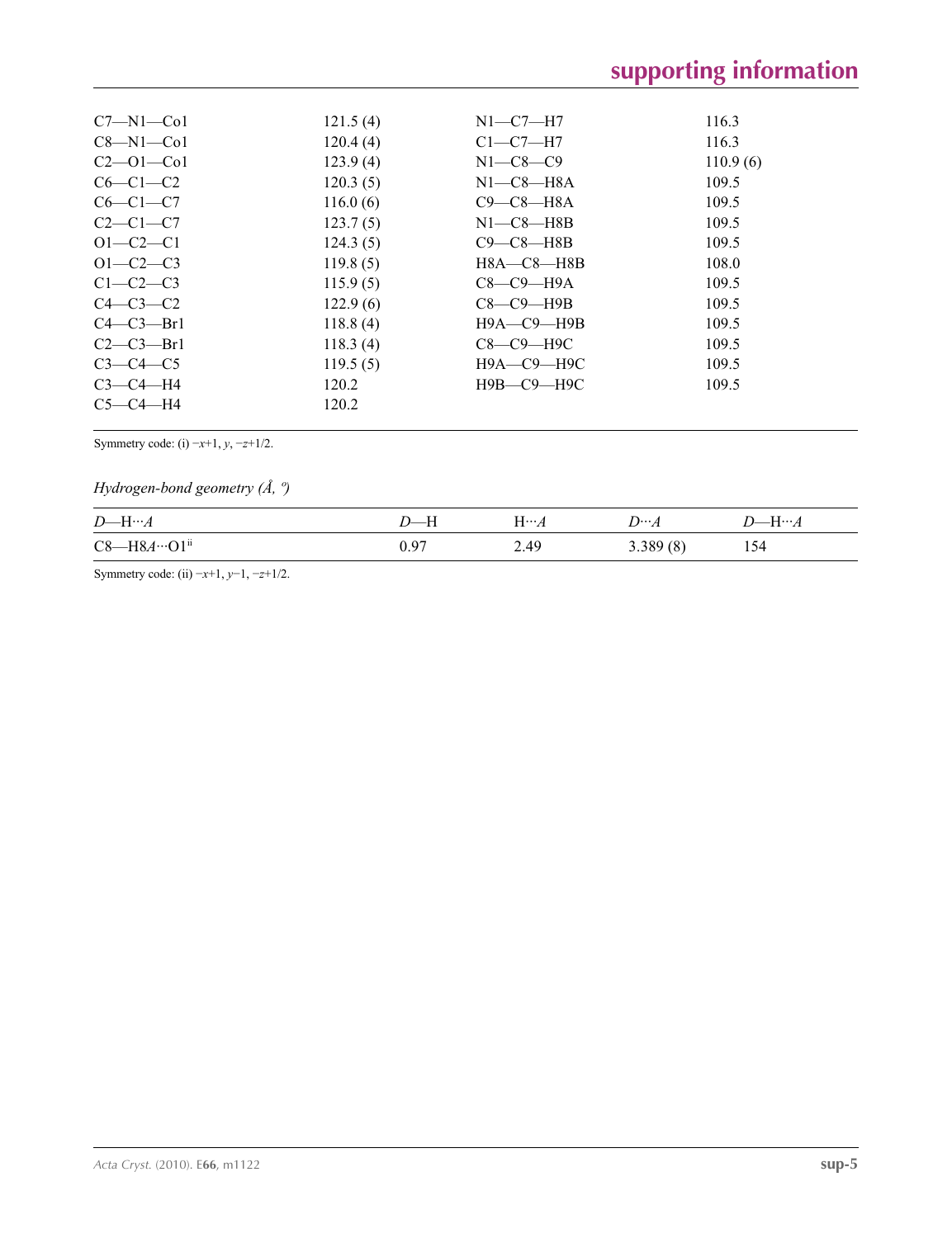| | | | |
|---|---|---|---|
| C7—N1—Co1 | 121.5 (4) | N1—C7—H7 | 116.3 |
| C8—N1—Co1 | 120.4 (4) | C1—C7—H7 | 116.3 |
| C2—O1—Co1 | 123.9 (4) | N1—C8—C9 | 110.9 (6) |
| C6—C1—C2 | 120.3 (5) | N1—C8—H8A | 109.5 |
| C6—C1—C7 | 116.0 (6) | C9—C8—H8A | 109.5 |
| C2—C1—C7 | 123.7 (5) | N1—C8—H8B | 109.5 |
| O1—C2—C1 | 124.3 (5) | C9—C8—H8B | 109.5 |
| O1—C2—C3 | 119.8 (5) | H8A—C8—H8B | 108.0 |
| C1—C2—C3 | 115.9 (5) | C8—C9—H9A | 109.5 |
| C4—C3—C2 | 122.9 (6) | C8—C9—H9B | 109.5 |
| C4—C3—Br1 | 118.8 (4) | H9A—C9—H9B | 109.5 |
| C2—C3—Br1 | 118.3 (4) | C8—C9—H9C | 109.5 |
| C3—C4—C5 | 119.5 (5) | H9A—C9—H9C | 109.5 |
| C3—C4—H4 | 120.2 | H9B—C9—H9C | 109.5 |
| C5—C4—H4 | 120.2 | | |

Symmetry code: (i) $-x+1, y, -z+1/2$.

*Hydrogen-bond geometry (Å, º)*

| *D*—H···*A* | *D*—H | H···*A* | *D*···*A* | *D*—H···*A* |
|---|---|---|---|---|
| C8—H8*A*···O1[ii] | 0.97 | 2.49 | 3.389 (8) | 154 |

Symmetry code: (ii) $-x+1, y-1, -z+1/2$.